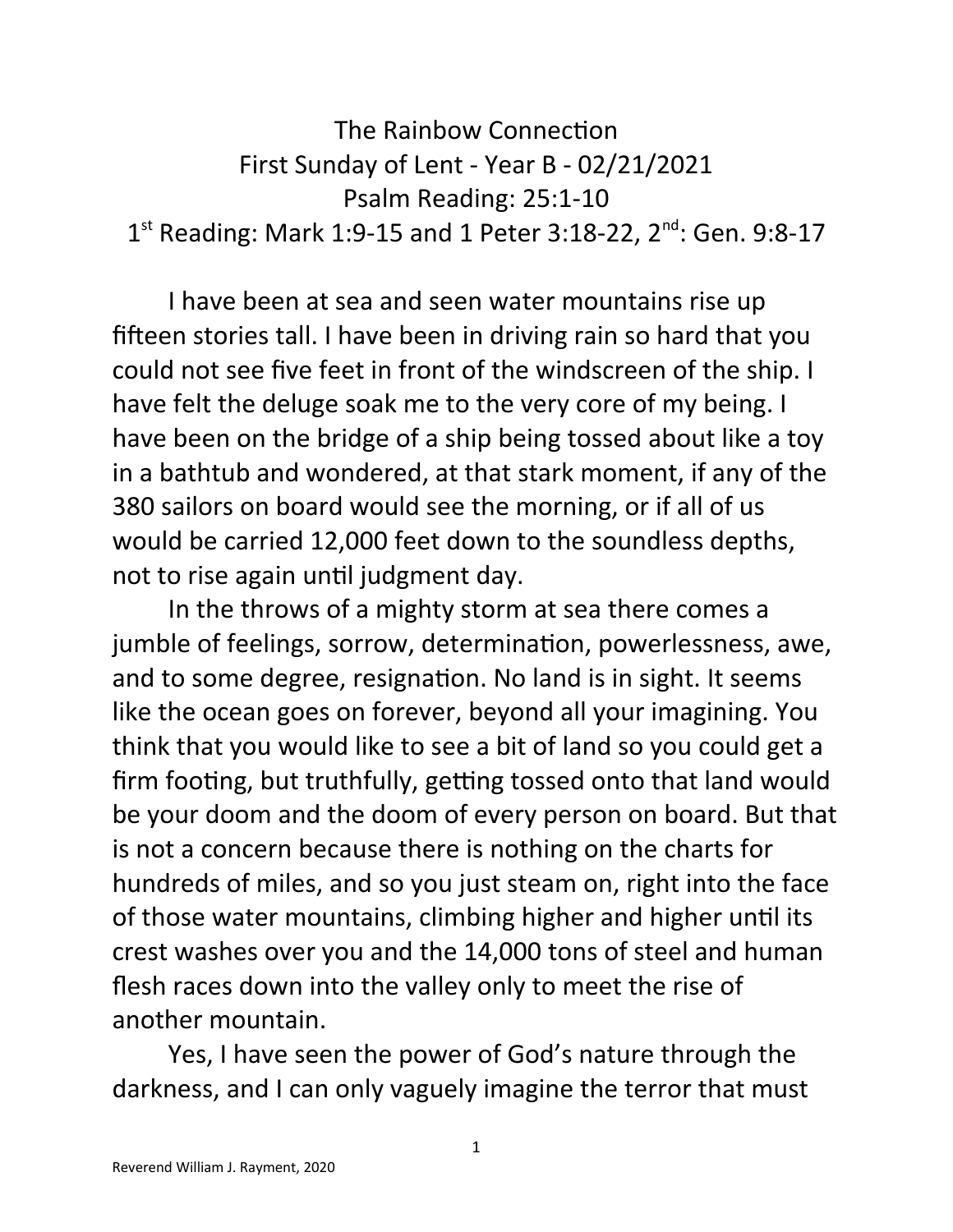# The Rainbow Connection

First Sunday of Lent - Year B - 02/21/2021

Psalm Reading: 25:1-10

1st Reading: Mark 1:9-15 and 1 Peter 3:18-22, 2nd: Gen. 9:8-17

I have been at sea and seen water mountains rise up fifteen stories tall. I have been in driving rain so hard that you could not see five feet in front of the windscreen of the ship. I have felt the deluge soak me to the very core of my being. I have been on the bridge of a ship being tossed about like a toy in a bathtub and wondered, at that stark moment, if any of the 380 sailors on board would see the morning, or if all of us would be carried 12,000 feet down to the soundless depths, not to rise again until judgment day.

In the throws of a mighty storm at sea there comes a jumble of feelings, sorrow, determination, powerlessness, awe, and to some degree, resignation. No land is in sight. It seems like the ocean goes on forever, beyond all your imagining. You think that you would like to see a bit of land so you could get a firm footing, but truthfully, getting tossed onto that land would be your doom and the doom of every person on board. But that is not a concern because there is nothing on the charts for hundreds of miles, and so you just steam on, right into the face of those water mountains, climbing higher and higher until its crest washes over you and the 14,000 tons of steel and human flesh races down into the valley only to meet the rise of another mountain.

Yes, I have seen the power of God's nature through the darkness, and I can only vaguely imagine the terror that must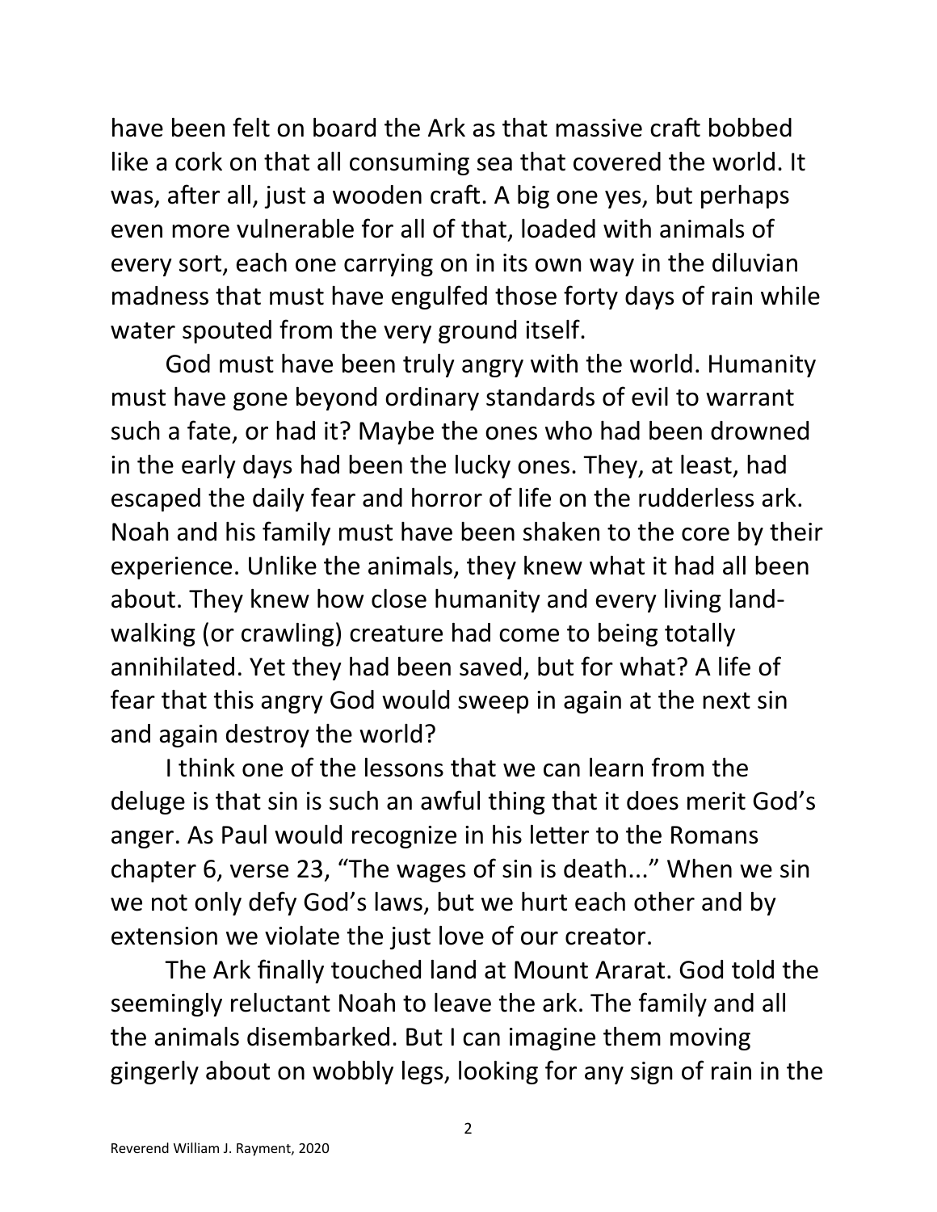have been felt on board the Ark as that massive craft bobbed like a cork on that all consuming sea that covered the world. It was, after all, just a wooden craft. A big one yes, but perhaps even more vulnerable for all of that, loaded with animals of every sort, each one carrying on in its own way in the diluvian madness that must have engulfed those forty days of rain while water spouted from the very ground itself.

God must have been truly angry with the world. Humanity must have gone beyond ordinary standards of evil to warrant such a fate, or had it? Maybe the ones who had been drowned in the early days had been the lucky ones. They, at least, had escaped the daily fear and horror of life on the rudderless ark. Noah and his family must have been shaken to the core by their experience. Unlike the animals, they knew what it had all been about. They knew how close humanity and every living land-walking (or crawling) creature had come to being totally annihilated. Yet they had been saved, but for what? A life of fear that this angry God would sweep in again at the next sin and again destroy the world?

I think one of the lessons that we can learn from the deluge is that sin is such an awful thing that it does merit God's anger. As Paul would recognize in his letter to the Romans chapter 6, verse 23, "The wages of sin is death..." When we sin we not only defy God's laws, but we hurt each other and by extension we violate the just love of our creator.

The Ark finally touched land at Mount Ararat. God told the seemingly reluctant Noah to leave the ark. The family and all the animals disembarked. But I can imagine them moving gingerly about on wobbly legs, looking for any sign of rain in the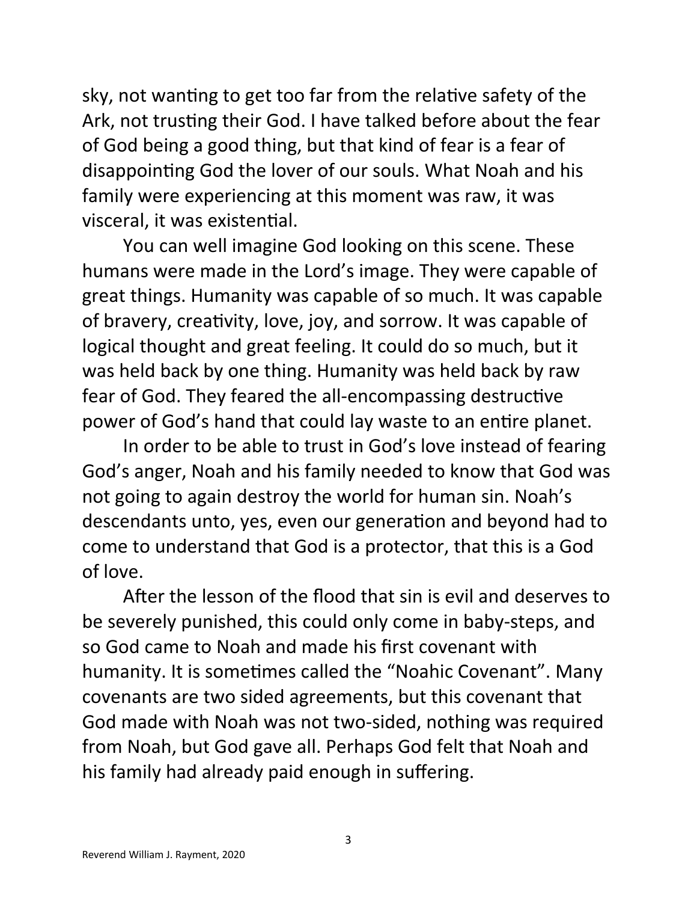sky, not wanting to get too far from the relative safety of the Ark, not trusting their God. I have talked before about the fear of God being a good thing, but that kind of fear is a fear of disappointing God the lover of our souls. What Noah and his family were experiencing at this moment was raw, it was visceral, it was existential.

You can well imagine God looking on this scene. These humans were made in the Lord's image. They were capable of great things. Humanity was capable of so much. It was capable of bravery, creativity, love, joy, and sorrow. It was capable of logical thought and great feeling. It could do so much, but it was held back by one thing. Humanity was held back by raw fear of God. They feared the all-encompassing destructive power of God's hand that could lay waste to an entire planet.

In order to be able to trust in God's love instead of fearing God's anger, Noah and his family needed to know that God was not going to again destroy the world for human sin. Noah's descendants unto, yes, even our generation and beyond had to come to understand that God is a protector, that this is a God of love.

After the lesson of the flood that sin is evil and deserves to be severely punished, this could only come in baby-steps, and so God came to Noah and made his first covenant with humanity. It is sometimes called the "Noahic Covenant". Many covenants are two sided agreements, but this covenant that God made with Noah was not two-sided, nothing was required from Noah, but God gave all. Perhaps God felt that Noah and his family had already paid enough in suffering.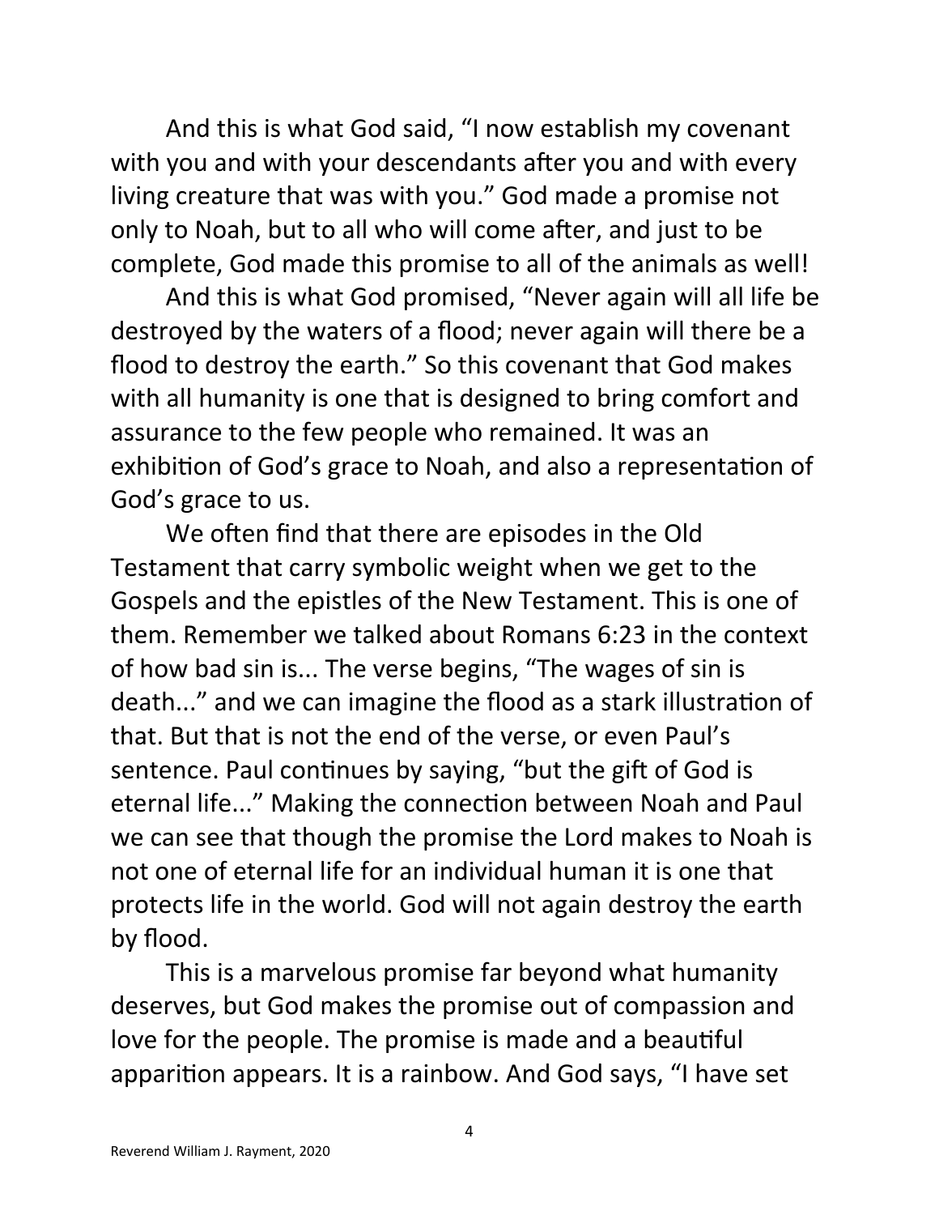And this is what God said, "I now establish my covenant with you and with your descendants after you and with every living creature that was with you." God made a promise not only to Noah, but to all who will come after, and just to be complete, God made this promise to all of the animals as well!

And this is what God promised, "Never again will all life be destroyed by the waters of a flood; never again will there be a flood to destroy the earth." So this covenant that God makes with all humanity is one that is designed to bring comfort and assurance to the few people who remained. It was an exhibition of God's grace to Noah, and also a representation of God's grace to us.

We often find that there are episodes in the Old Testament that carry symbolic weight when we get to the Gospels and the epistles of the New Testament. This is one of them. Remember we talked about Romans 6:23 in the context of how bad sin is... The verse begins, "The wages of sin is death..." and we can imagine the flood as a stark illustration of that. But that is not the end of the verse, or even Paul's sentence. Paul continues by saying, "but the gift of God is eternal life..." Making the connection between Noah and Paul we can see that though the promise the Lord makes to Noah is not one of eternal life for an individual human it is one that protects life in the world. God will not again destroy the earth by flood.

This is a marvelous promise far beyond what humanity deserves, but God makes the promise out of compassion and love for the people. The promise is made and a beautiful apparition appears. It is a rainbow. And God says, "I have set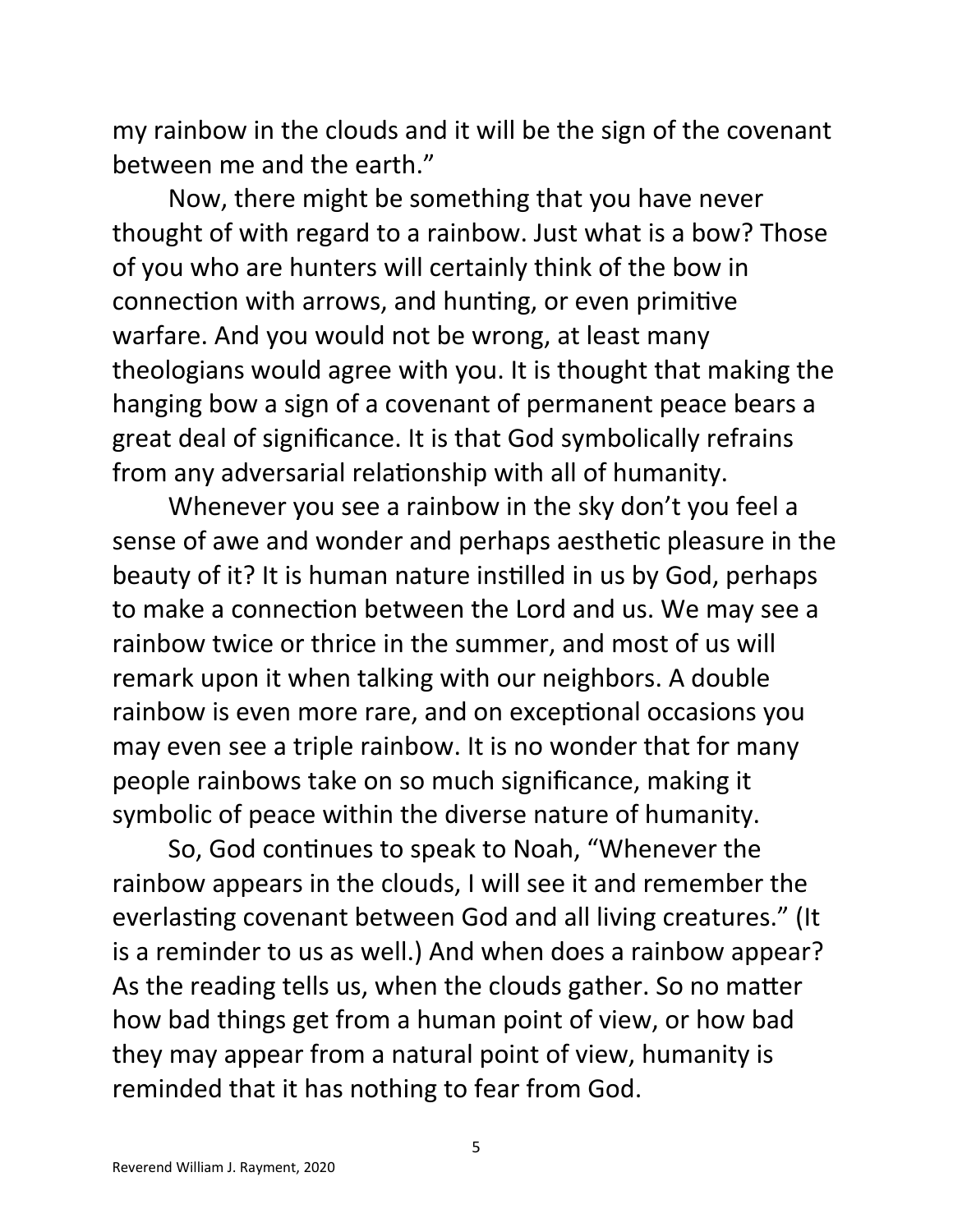my rainbow in the clouds and it will be the sign of the covenant between me and the earth."

Now, there might be something that you have never thought of with regard to a rainbow. Just what is a bow? Those of you who are hunters will certainly think of the bow in connection with arrows, and hunting, or even primitive warfare. And you would not be wrong, at least many theologians would agree with you. It is thought that making the hanging bow a sign of a covenant of permanent peace bears a great deal of significance. It is that God symbolically refrains from any adversarial relationship with all of humanity.

Whenever you see a rainbow in the sky don't you feel a sense of awe and wonder and perhaps aesthetic pleasure in the beauty of it? It is human nature instilled in us by God, perhaps to make a connection between the Lord and us. We may see a rainbow twice or thrice in the summer, and most of us will remark upon it when talking with our neighbors. A double rainbow is even more rare, and on exceptional occasions you may even see a triple rainbow. It is no wonder that for many people rainbows take on so much significance, making it symbolic of peace within the diverse nature of humanity.

So, God continues to speak to Noah, "Whenever the rainbow appears in the clouds, I will see it and remember the everlasting covenant between God and all living creatures." (It is a reminder to us as well.) And when does a rainbow appear? As the reading tells us, when the clouds gather. So no matter how bad things get from a human point of view, or how bad they may appear from a natural point of view, humanity is reminded that it has nothing to fear from God.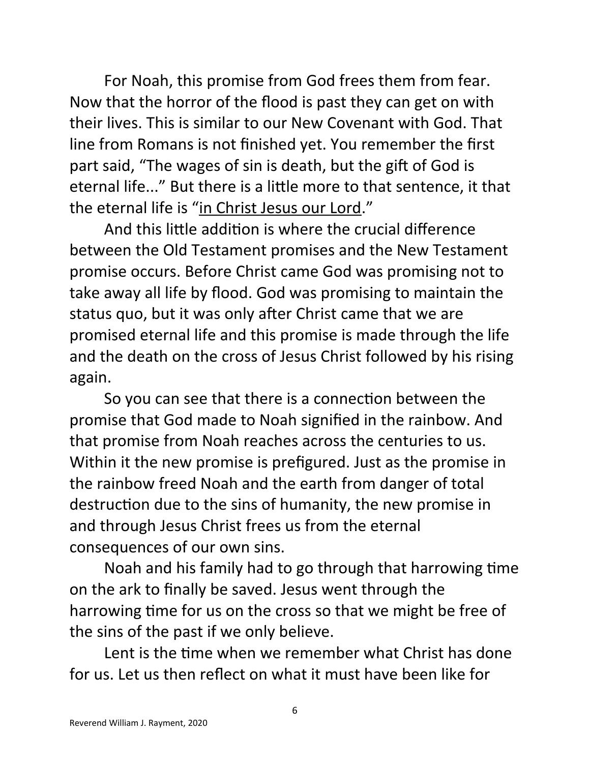For Noah, this promise from God frees them from fear. Now that the horror of the flood is past they can get on with their lives. This is similar to our New Covenant with God. That line from Romans is not finished yet. You remember the first part said, "The wages of sin is death, but the gift of God is eternal life..." But there is a little more to that sentence, it that the eternal life is "<u>in Christ Jesus our Lord</u>."

And this little addition is where the crucial difference between the Old Testament promises and the New Testament promise occurs. Before Christ came God was promising not to take away all life by flood. God was promising to maintain the status quo, but it was only after Christ came that we are promised eternal life and this promise is made through the life and the death on the cross of Jesus Christ followed by his rising again.

So you can see that there is a connection between the promise that God made to Noah signified in the rainbow. And that promise from Noah reaches across the centuries to us. Within it the new promise is prefigured. Just as the promise in the rainbow freed Noah and the earth from danger of total destruction due to the sins of humanity, the new promise in and through Jesus Christ frees us from the eternal consequences of our own sins.

Noah and his family had to go through that harrowing time on the ark to finally be saved. Jesus went through the harrowing time for us on the cross so that we might be free of the sins of the past if we only believe.

Lent is the time when we remember what Christ has done for us. Let us then reflect on what it must have been like for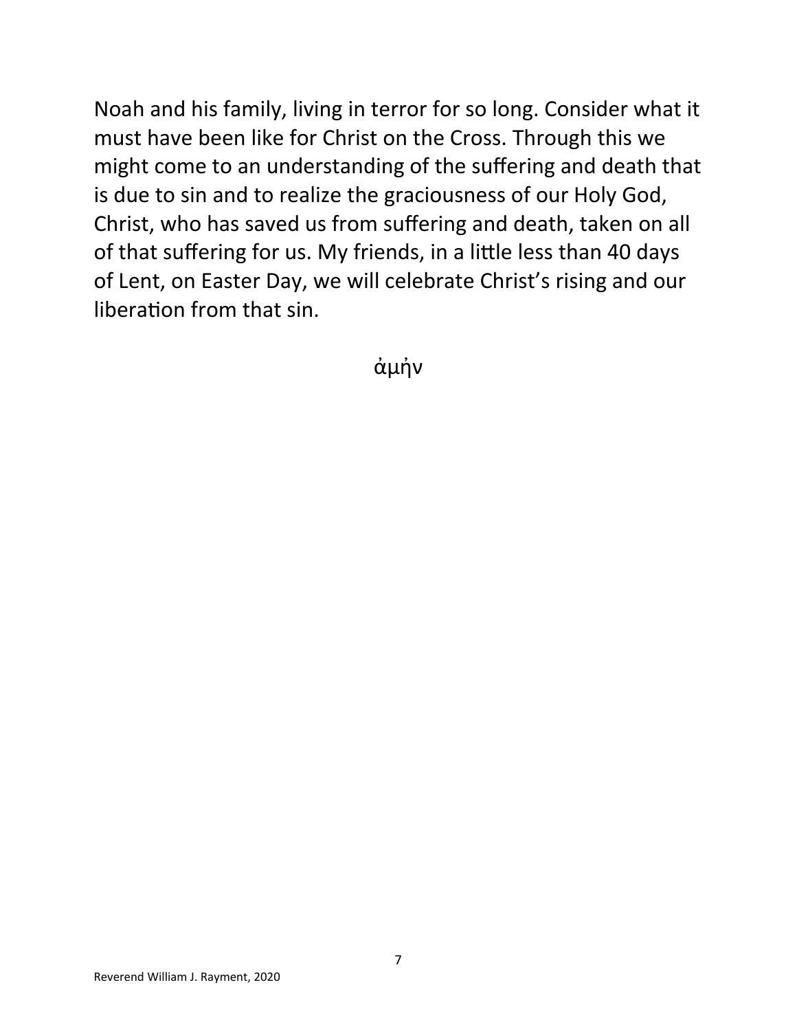Noah and his family, living in terror for so long. Consider what it must have been like for Christ on the Cross. Through this we might come to an understanding of the suffering and death that is due to sin and to realize the graciousness of our Holy God, Christ, who has saved us from suffering and death, taken on all of that suffering for us. My friends, in a little less than 40 days of Lent, on Easter Day, we will celebrate Christ's rising and our liberation from that sin.

ἀμὴν